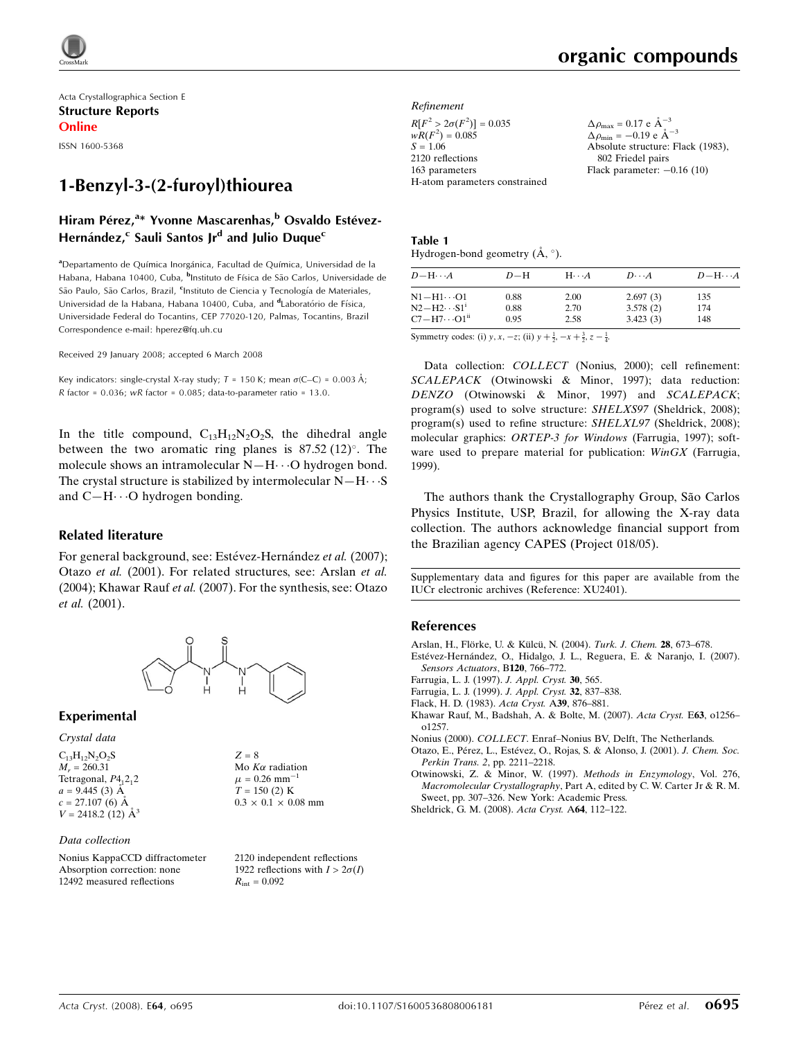Acta Crystallographica Section E
**Structure Reports Online**

ISSN 1600-5368

# 1-Benzyl-3-(2-furoyl)thiourea

**Hiram Pérez,[a]* Yvonne Mascarenhas,[b] Osvaldo Estévez-Hernández,[c] Sauli Santos Jr[d] and Julio Duque[c]**

[a]Departamento de Química Inorgánica, Facultad de Química, Universidad de la Habana, Habana 10400, Cuba, [b]Instituto de Física de São Carlos, Universidade de São Paulo, São Carlos, Brazil, [c]Instituto de Ciencia y Tecnología de Materiales, Universidad de la Habana, Habana 10400, Cuba, and [d]Laboratório de Física, Universidade Federal do Tocantins, CEP 77020-120, Palmas, Tocantins, Brazil
Correspondence e-mail: hperez@fq.uh.cu

Received 29 January 2008; accepted 6 March 2008

Key indicators: single-crystal X-ray study; $T$ = 150 K; mean $\sigma$(C–C) = 0.003 Å; $R$ factor = 0.036; $wR$ factor = 0.085; data-to-parameter ratio = 13.0.

In the title compound, $C_{13}H_{12}N_2O_2S$, the dihedral angle between the two aromatic ring planes is 87.52 (12)°. The molecule shows an intramolecular N—H···O hydrogen bond. The crystal structure is stabilized by intermolecular N—H···S and C—H···O hydrogen bonding.

## Related literature

For general background, see: Estévez-Hernández *et al.* (2007); Otazo *et al.* (2001). For related structures, see: Arslan *et al.* (2004); Khawar Rauf *et al.* (2007). For the synthesis, see: Otazo *et al.* (2001).

## Experimental

*Crystal data*

$C_{13}H_{12}N_2O_2S$
$M_r$ = 260.31
Tetragonal, $P4_12_12$
$a$ = 9.445 (3) Å
$c$ = 27.107 (6) Å
$V$ = 2418.2 (12) Å$^3$
$Z$ = 8
Mo $K\alpha$ radiation
$\mu$ = 0.26 mm$^{-1}$
$T$ = 150 (2) K
0.3 × 0.1 × 0.08 mm

*Data collection*

Nonius KappaCCD diffractometer
Absorption correction: none
12492 measured reflections
2120 independent reflections
1922 reflections with $I > 2\sigma(I)$
$R_{int}$ = 0.092

*Refinement*

$R[F^2 > 2\sigma(F^2)]$ = 0.035
$wR(F^2)$ = 0.085
$S$ = 1.06
2120 reflections
163 parameters
H-atom parameters constrained
$\Delta\rho_{max}$ = 0.17 e Å$^{-3}$
$\Delta\rho_{min}$ = −0.19 e Å$^{-3}$
Absolute structure: Flack (1983), 802 Friedel pairs
Flack parameter: −0.16 (10)

**Table 1**
Hydrogen-bond geometry (Å, °).

| $D$—H···$A$ | $D$—H | H···$A$ | $D$···$A$ | $D$—H···$A$ |
|---|---|---|---|---|
| N1—H1···O1 | 0.88 | 2.00 | 2.697 (3) | 135 |
| N2—H2···S1$^{i}$ | 0.88 | 2.70 | 3.578 (2) | 174 |
| C7—H7···O1$^{ii}$ | 0.95 | 2.58 | 3.423 (3) | 148 |

Symmetry codes: (i) $y, x, -z$; (ii) $y + \frac{1}{2}, -x + \frac{3}{2}, z - \frac{1}{4}$.

Data collection: *COLLECT* (Nonius, 2000); cell refinement: *SCALEPACK* (Otwinowski & Minor, 1997); data reduction: *DENZO* (Otwinowski & Minor, 1997) and *SCALEPACK*; program(s) used to solve structure: *SHELXS97* (Sheldrick, 2008); program(s) used to refine structure: *SHELXL97* (Sheldrick, 2008); molecular graphics: *ORTEP-3 for Windows* (Farrugia, 1997); software used to prepare material for publication: *WinGX* (Farrugia, 1999).

The authors thank the Crystallography Group, São Carlos Physics Institute, USP, Brazil, for allowing the X-ray data collection. The authors acknowledge financial support from the Brazilian agency CAPES (Project 018/05).

Supplementary data and figures for this paper are available from the IUCr electronic archives (Reference: XU2401).

## References

Arslan, H., Flörke, U. & Külcü, N. (2004). *Turk. J. Chem.* **28**, 673–678.
Estévez-Hernández, O., Hidalgo, J. L., Reguera, E. & Naranjo, I. (2007). *Sensors Actuators*, B**120**, 766–772.
Farrugia, L. J. (1997). *J. Appl. Cryst.* **30**, 565.
Farrugia, L. J. (1999). *J. Appl. Cryst.* **32**, 837–838.
Flack, H. D. (1983). *Acta Cryst.* A**39**, 876–881.
Khawar Rauf, M., Badshah, A. & Bolte, M. (2007). *Acta Cryst.* E**63**, o1256–o1257.
Nonius (2000). *COLLECT*. Enraf–Nonius BV, Delft, The Netherlands.
Otazo, E., Pérez, L., Estévez, O., Rojas, S. & Alonso, J. (2001). *J. Chem. Soc. Perkin Trans. 2*, pp. 2211–2218.
Otwinowski, Z. & Minor, W. (1997). *Methods in Enzymology*, Vol. 276, *Macromolecular Crystallography*, Part A, edited by C. W. Carter Jr & R. M. Sweet, pp. 307–326. New York: Academic Press.
Sheldrick, G. M. (2008). *Acta Cryst.* A**64**, 112–122.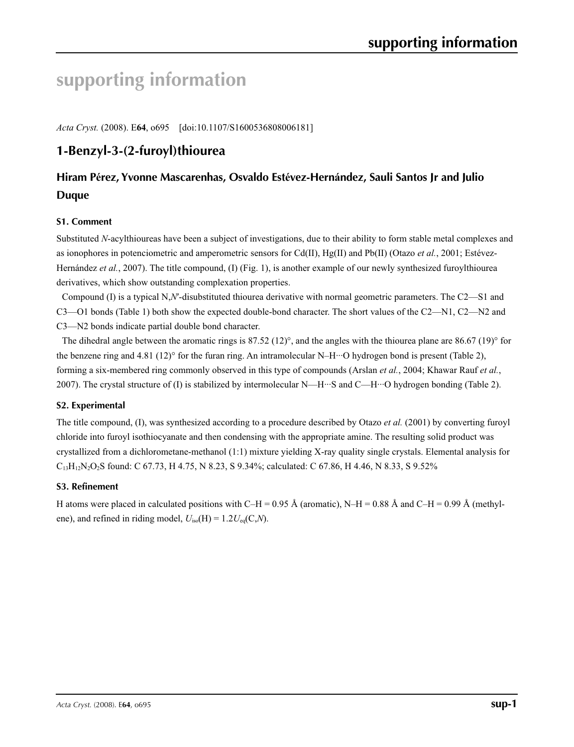# supporting information

*Acta Cryst.* (2008). E**64**, o695 [doi:10.1107/S1600536808006181]

## 1-Benzyl-3-(2-furoyl)thiourea

### Hiram Pérez, Yvonne Mascarenhas, Osvaldo Estévez-Hernández, Sauli Santos Jr and Julio Duque

#### S1. Comment

Substituted *N*-acylthioureas have been a subject of investigations, due to their ability to form stable metal complexes and as ionophores in potenciometric and amperometric sensors for Cd(II), Hg(II) and Pb(II) (Otazo *et al.*, 2001; Estévez-Hernández *et al.*, 2007). The title compound, (I) (Fig. 1), is another example of our newly synthesized furoylthiourea derivatives, which show outstanding complexation properties.

Compound (I) is a typical N,*N*′-disubstituted thiourea derivative with normal geometric parameters. The C2—S1 and C3—O1 bonds (Table 1) both show the expected double-bond character. The short values of the C2—N1, C2—N2 and C3—N2 bonds indicate partial double bond character.

The dihedral angle between the aromatic rings is 87.52 (12)°, and the angles with the thiourea plane are 86.67 (19)° for the benzene ring and 4.81 (12)° for the furan ring. An intramolecular N–H···O hydrogen bond is present (Table 2), forming a six-membered ring commonly observed in this type of compounds (Arslan *et al.*, 2004; Khawar Rauf *et al.*, 2007). The crystal structure of (I) is stabilized by intermolecular N—H···S and C—H···O hydrogen bonding (Table 2).

#### S2. Experimental

The title compound, (I), was synthesized according to a procedure described by Otazo *et al.* (2001) by converting furoyl chloride into furoyl isothiocyanate and then condensing with the appropriate amine. The resulting solid product was crystallized from a dichlorometane-methanol (1:1) mixture yielding X-ray quality single crystals. Elemental analysis for $C_{13}H_{12}N_2O_2S$ found: C 67.73, H 4.75, N 8.23, S 9.34%; calculated: C 67.86, H 4.46, N 8.33, S 9.52%

#### S3. Refinement

H atoms were placed in calculated positions with C–H = 0.95 Å (aromatic), N–H = 0.88 Å and C–H = 0.99 Å (methylene), and refined in riding model, $U_{iso}$(H) = 1.2$U_{eq}$(C,*N*).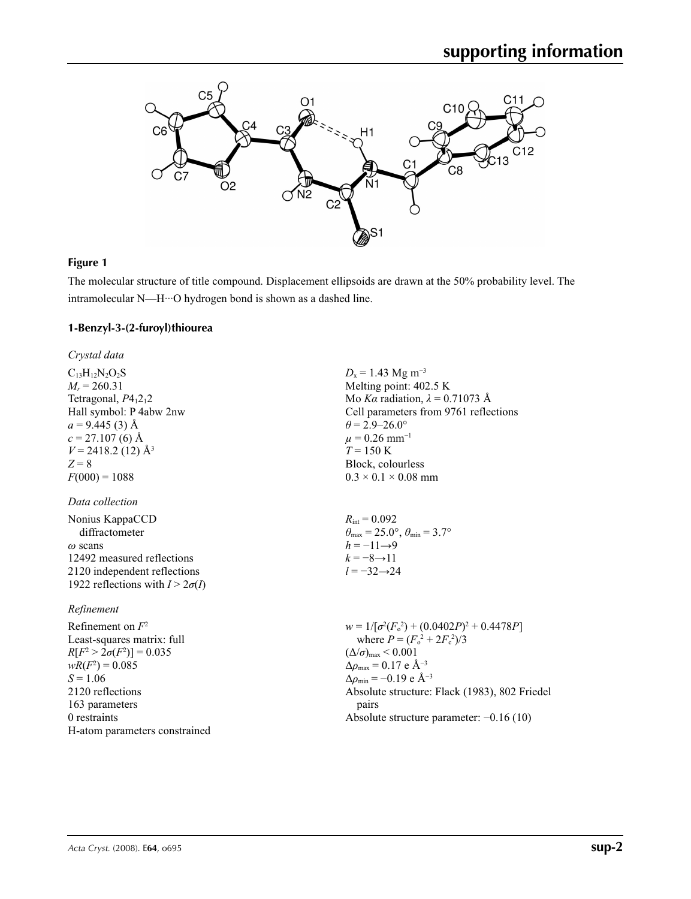**Figure 1**

The molecular structure of title compound. Displacement ellipsoids are drawn at the 50% probability level. The intramolecular N—H···O hydrogen bond is shown as a dashed line.

### 1-Benzyl-3-(2-furoyl)thiourea

*Crystal data*

$C_{13}H_{12}N_2O_2S$
$M_r = 260.31$
Tetragonal, $P4_12_12$
Hall symbol: P 4abw 2nw
$a = 9.445$ (3) Å
$c = 27.107$ (6) Å
$V = 2418.2$ (12) Å$^3$
$Z = 8$
$F(000) = 1088$
$D_x = 1.43$ Mg m$^{-3}$
Melting point: 402.5 K
Mo $K\alpha$ radiation, $\lambda = 0.71073$ Å
Cell parameters from 9761 reflections
$\theta = 2.9$–$26.0°$
$\mu = 0.26$ mm$^{-1}$
$T = 150$ K
Block, colourless
$0.3 \times 0.1 \times 0.08$ mm

*Data collection*

Nonius KappaCCD diffractometer
$\omega$ scans
12492 measured reflections
2120 independent reflections
1922 reflections with $I > 2\sigma(I)$
$R_{int} = 0.092$
$\theta_{max} = 25.0°$, $\theta_{min} = 3.7°$
$h = -11 \rightarrow 9$
$k = -8 \rightarrow 11$
$l = -32 \rightarrow 24$

*Refinement*

Refinement on $F^2$
Least-squares matrix: full
$R[F^2 > 2\sigma(F^2)] = 0.035$
$wR(F^2) = 0.085$
$S = 1.06$
2120 reflections
163 parameters
0 restraints
H-atom parameters constrained
$w = 1/[\sigma^2(F_o^2) + (0.0402P)^2 + 0.4478P]$ where $P = (F_o^2 + 2F_c^2)/3$
$(\Delta/\sigma)_{max} < 0.001$
$\Delta\rho_{max} = 0.17$ e Å$^{-3}$
$\Delta\rho_{min} = -0.19$ e Å$^{-3}$
Absolute structure: Flack (1983), 802 Friedel pairs
Absolute structure parameter: −0.16 (10)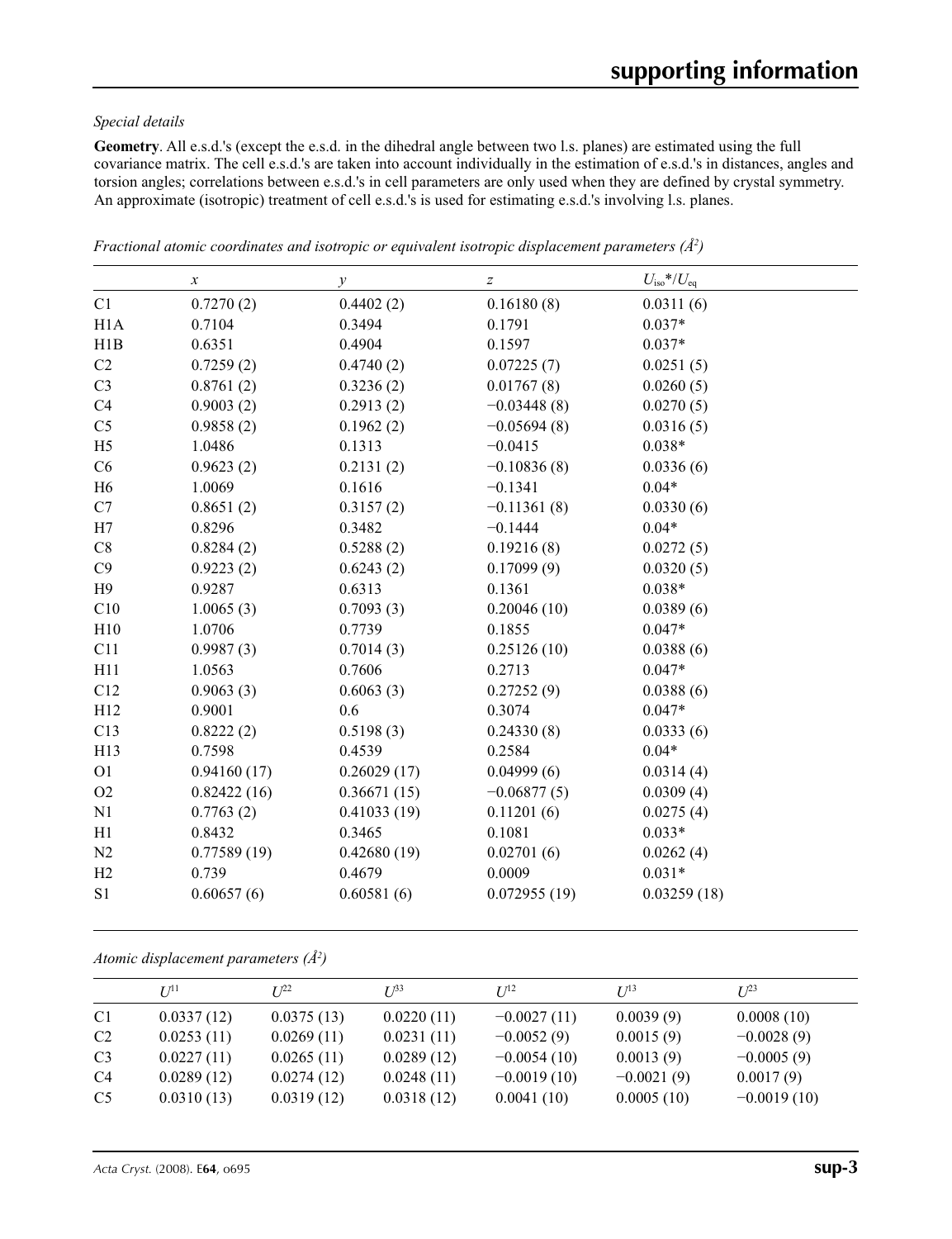*Special details*

**Geometry**. All e.s.d.'s (except the e.s.d. in the dihedral angle between two l.s. planes) are estimated using the full covariance matrix. The cell e.s.d.'s are taken into account individually in the estimation of e.s.d.'s in distances, angles and torsion angles; correlations between e.s.d.'s in cell parameters are only used when they are defined by crystal symmetry. An approximate (isotropic) treatment of cell e.s.d.'s is used for estimating e.s.d.'s involving l.s. planes.

*Fractional atomic coordinates and isotropic or equivalent isotropic displacement parameters (Å$^2$)*

| | $x$ | $y$ | $z$ | $U_{iso}$*/$U_{eq}$ |
|---|---|---|---|---|
| C1 | 0.7270 (2) | 0.4402 (2) | 0.16180 (8) | 0.0311 (6) |
| H1A | 0.7104 | 0.3494 | 0.1791 | 0.037* |
| H1B | 0.6351 | 0.4904 | 0.1597 | 0.037* |
| C2 | 0.7259 (2) | 0.4740 (2) | 0.07225 (7) | 0.0251 (5) |
| C3 | 0.8761 (2) | 0.3236 (2) | 0.01767 (8) | 0.0260 (5) |
| C4 | 0.9003 (2) | 0.2913 (2) | −0.03448 (8) | 0.0270 (5) |
| C5 | 0.9858 (2) | 0.1962 (2) | −0.05694 (8) | 0.0316 (5) |
| H5 | 1.0486 | 0.1313 | −0.0415 | 0.038* |
| C6 | 0.9623 (2) | 0.2131 (2) | −0.10836 (8) | 0.0336 (6) |
| H6 | 1.0069 | 0.1616 | −0.1341 | 0.04* |
| C7 | 0.8651 (2) | 0.3157 (2) | −0.11361 (8) | 0.0330 (6) |
| H7 | 0.8296 | 0.3482 | −0.1444 | 0.04* |
| C8 | 0.8284 (2) | 0.5288 (2) | 0.19216 (8) | 0.0272 (5) |
| C9 | 0.9223 (2) | 0.6243 (2) | 0.17099 (9) | 0.0320 (5) |
| H9 | 0.9287 | 0.6313 | 0.1361 | 0.038* |
| C10 | 1.0065 (3) | 0.7093 (3) | 0.20046 (10) | 0.0389 (6) |
| H10 | 1.0706 | 0.7739 | 0.1855 | 0.047* |
| C11 | 0.9987 (3) | 0.7014 (3) | 0.25126 (10) | 0.0388 (6) |
| H11 | 1.0563 | 0.7606 | 0.2713 | 0.047* |
| C12 | 0.9063 (3) | 0.6063 (3) | 0.27252 (9) | 0.0388 (6) |
| H12 | 0.9001 | 0.6 | 0.3074 | 0.047* |
| C13 | 0.8222 (2) | 0.5198 (3) | 0.24330 (8) | 0.0333 (6) |
| H13 | 0.7598 | 0.4539 | 0.2584 | 0.04* |
| O1 | 0.94160 (17) | 0.26029 (17) | 0.04999 (6) | 0.0314 (4) |
| O2 | 0.82422 (16) | 0.36671 (15) | −0.06877 (5) | 0.0309 (4) |
| N1 | 0.7763 (2) | 0.41033 (19) | 0.11201 (6) | 0.0275 (4) |
| H1 | 0.8432 | 0.3465 | 0.1081 | 0.033* |
| N2 | 0.77589 (19) | 0.42680 (19) | 0.02701 (6) | 0.0262 (4) |
| H2 | 0.739 | 0.4679 | 0.0009 | 0.031* |
| S1 | 0.60657 (6) | 0.60581 (6) | 0.072955 (19) | 0.03259 (18) |

*Atomic displacement parameters (Å$^2$)*

| | $U^{11}$ | $U^{22}$ | $U^{33}$ | $U^{12}$ | $U^{13}$ | $U^{23}$ |
|---|---|---|---|---|---|---|
| C1 | 0.0337 (12) | 0.0375 (13) | 0.0220 (11) | −0.0027 (11) | 0.0039 (9) | 0.0008 (10) |
| C2 | 0.0253 (11) | 0.0269 (11) | 0.0231 (11) | −0.0052 (9) | 0.0015 (9) | −0.0028 (9) |
| C3 | 0.0227 (11) | 0.0265 (11) | 0.0289 (12) | −0.0054 (10) | 0.0013 (9) | −0.0005 (9) |
| C4 | 0.0289 (12) | 0.0274 (12) | 0.0248 (11) | −0.0019 (10) | −0.0021 (9) | 0.0017 (9) |
| C5 | 0.0310 (13) | 0.0319 (12) | 0.0318 (12) | 0.0041 (10) | 0.0005 (10) | −0.0019 (10) |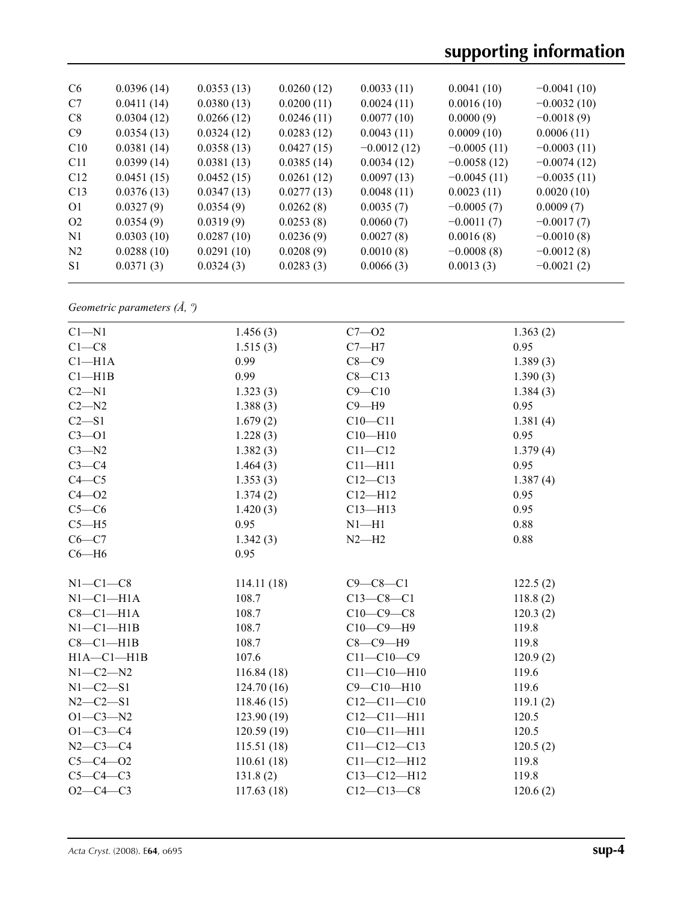| | | | | | | |
|---|---|---|---|---|---|---|
| C6 | 0.0396 (14) | 0.0353 (13) | 0.0260 (12) | 0.0033 (11) | 0.0041 (10) | −0.0041 (10) |
| C7 | 0.0411 (14) | 0.0380 (13) | 0.0200 (11) | 0.0024 (11) | 0.0016 (10) | −0.0032 (10) |
| C8 | 0.0304 (12) | 0.0266 (12) | 0.0246 (11) | 0.0077 (10) | 0.0000 (9) | −0.0018 (9) |
| C9 | 0.0354 (13) | 0.0324 (12) | 0.0283 (12) | 0.0043 (11) | 0.0009 (10) | 0.0006 (11) |
| C10 | 0.0381 (14) | 0.0358 (13) | 0.0427 (15) | −0.0012 (12) | −0.0005 (11) | −0.0003 (11) |
| C11 | 0.0399 (14) | 0.0381 (13) | 0.0385 (14) | 0.0034 (12) | −0.0058 (12) | −0.0074 (12) |
| C12 | 0.0451 (15) | 0.0452 (15) | 0.0261 (12) | 0.0097 (13) | −0.0045 (11) | −0.0035 (11) |
| C13 | 0.0376 (13) | 0.0347 (13) | 0.0277 (13) | 0.0048 (11) | 0.0023 (11) | 0.0020 (10) |
| O1 | 0.0327 (9) | 0.0354 (9) | 0.0262 (8) | 0.0035 (7) | −0.0005 (7) | 0.0009 (7) |
| O2 | 0.0354 (9) | 0.0319 (9) | 0.0253 (8) | 0.0060 (7) | −0.0011 (7) | −0.0017 (7) |
| N1 | 0.0303 (10) | 0.0287 (10) | 0.0236 (9) | 0.0027 (8) | 0.0016 (8) | −0.0010 (8) |
| N2 | 0.0288 (10) | 0.0291 (10) | 0.0208 (9) | 0.0010 (8) | −0.0008 (8) | −0.0012 (8) |
| S1 | 0.0371 (3) | 0.0324 (3) | 0.0283 (3) | 0.0066 (3) | 0.0013 (3) | −0.0021 (2) |

*Geometric parameters (Å, º)*

| | | | |
|---|---|---|---|
| C1—N1 | 1.456 (3) | C7—O2 | 1.363 (2) |
| C1—C8 | 1.515 (3) | C7—H7 | 0.95 |
| C1—H1A | 0.99 | C8—C9 | 1.389 (3) |
| C1—H1B | 0.99 | C8—C13 | 1.390 (3) |
| C2—N1 | 1.323 (3) | C9—C10 | 1.384 (3) |
| C2—N2 | 1.388 (3) | C9—H9 | 0.95 |
| C2—S1 | 1.679 (2) | C10—C11 | 1.381 (4) |
| C3—O1 | 1.228 (3) | C10—H10 | 0.95 |
| C3—N2 | 1.382 (3) | C11—C12 | 1.379 (4) |
| C3—C4 | 1.464 (3) | C11—H11 | 0.95 |
| C4—C5 | 1.353 (3) | C12—C13 | 1.387 (4) |
| C4—O2 | 1.374 (2) | C12—H12 | 0.95 |
| C5—C6 | 1.420 (3) | C13—H13 | 0.95 |
| C5—H5 | 0.95 | N1—H1 | 0.88 |
| C6—C7 | 1.342 (3) | N2—H2 | 0.88 |
| C6—H6 | 0.95 | | |
| | | | |
| N1—C1—C8 | 114.11 (18) | C9—C8—C1 | 122.5 (2) |
| N1—C1—H1A | 108.7 | C13—C8—C1 | 118.8 (2) |
| C8—C1—H1A | 108.7 | C10—C9—C8 | 120.3 (2) |
| N1—C1—H1B | 108.7 | C10—C9—H9 | 119.8 |
| C8—C1—H1B | 108.7 | C8—C9—H9 | 119.8 |
| H1A—C1—H1B | 107.6 | C11—C10—C9 | 120.9 (2) |
| N1—C2—N2 | 116.84 (18) | C11—C10—H10 | 119.6 |
| N1—C2—S1 | 124.70 (16) | C9—C10—H10 | 119.6 |
| N2—C2—S1 | 118.46 (15) | C12—C11—C10 | 119.1 (2) |
| O1—C3—N2 | 123.90 (19) | C12—C11—H11 | 120.5 |
| O1—C3—C4 | 120.59 (19) | C10—C11—H11 | 120.5 |
| N2—C3—C4 | 115.51 (18) | C11—C12—C13 | 120.5 (2) |
| C5—C4—O2 | 110.61 (18) | C11—C12—H12 | 119.8 |
| C5—C4—C3 | 131.8 (2) | C13—C12—H12 | 119.8 |
| O2—C4—C3 | 117.63 (18) | C12—C13—C8 | 120.6 (2) |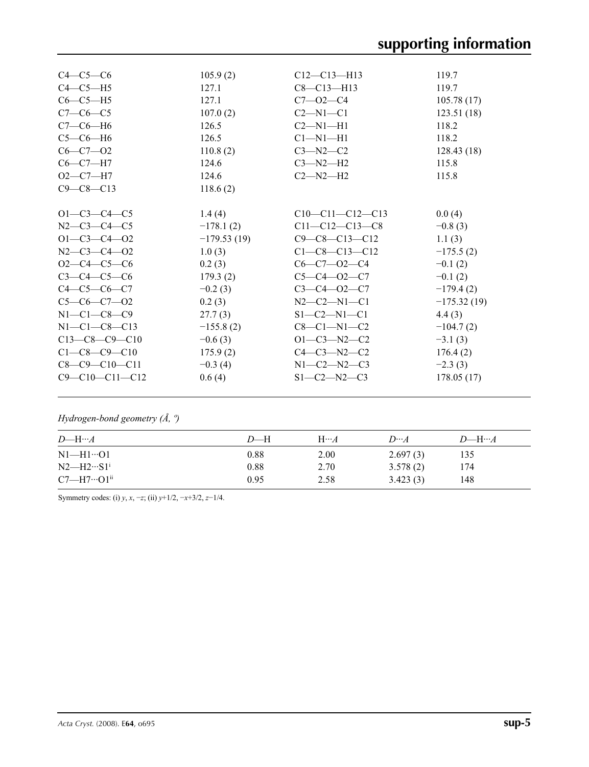| | | | |
|---|---|---|---|
| C4—C5—C6 | 105.9 (2) | C12—C13—H13 | 119.7 |
| C4—C5—H5 | 127.1 | C8—C13—H13 | 119.7 |
| C6—C5—H5 | 127.1 | C7—O2—C4 | 105.78 (17) |
| C7—C6—C5 | 107.0 (2) | C2—N1—C1 | 123.51 (18) |
| C7—C6—H6 | 126.5 | C2—N1—H1 | 118.2 |
| C5—C6—H6 | 126.5 | C1—N1—H1 | 118.2 |
| C6—C7—O2 | 110.8 (2) | C3—N2—C2 | 128.43 (18) |
| C6—C7—H7 | 124.6 | C3—N2—H2 | 115.8 |
| O2—C7—H7 | 124.6 | C2—N2—H2 | 115.8 |
| C9—C8—C13 | 118.6 (2) | | |

| | | | |
|---|---|---|---|
| O1—C3—C4—C5 | 1.4 (4) | C10—C11—C12—C13 | 0.0 (4) |
| N2—C3—C4—C5 | −178.1 (2) | C11—C12—C13—C8 | −0.8 (3) |
| O1—C3—C4—O2 | −179.53 (19) | C9—C8—C13—C12 | 1.1 (3) |
| N2—C3—C4—O2 | 1.0 (3) | C1—C8—C13—C12 | −175.5 (2) |
| O2—C4—C5—C6 | 0.2 (3) | C6—C7—O2—C4 | −0.1 (2) |
| C3—C4—C5—C6 | 179.3 (2) | C5—C4—O2—C7 | −0.1 (2) |
| C4—C5—C6—C7 | −0.2 (3) | C3—C4—O2—C7 | −179.4 (2) |
| C5—C6—C7—O2 | 0.2 (3) | N2—C2—N1—C1 | −175.32 (19) |
| N1—C1—C8—C9 | 27.7 (3) | S1—C2—N1—C1 | 4.4 (3) |
| N1—C1—C8—C13 | −155.8 (2) | C8—C1—N1—C2 | −104.7 (2) |
| C13—C8—C9—C10 | −0.6 (3) | O1—C3—N2—C2 | −3.1 (3) |
| C1—C8—C9—C10 | 175.9 (2) | C4—C3—N2—C2 | 176.4 (2) |
| C8—C9—C10—C11 | −0.3 (4) | N1—C2—N2—C3 | −2.3 (3) |
| C9—C10—C11—C12 | 0.6 (4) | S1—C2—N2—C3 | 178.05 (17) |

*Hydrogen-bond geometry (Å, º)*

| *D*—H···*A* | *D*—H | H···*A* | *D*···*A* | *D*—H···*A* |
|---|---|---|---|---|
| N1—H1···O1 | 0.88 | 2.00 | 2.697 (3) | 135 |
| N2—H2···S1[i] | 0.88 | 2.70 | 3.578 (2) | 174 |
| C7—H7···O1[ii] | 0.95 | 2.58 | 3.423 (3) | 148 |

Symmetry codes: (i) *y*, *x*, −*z*; (ii) *y*+1/2, −*x*+3/2, *z*−1/4.